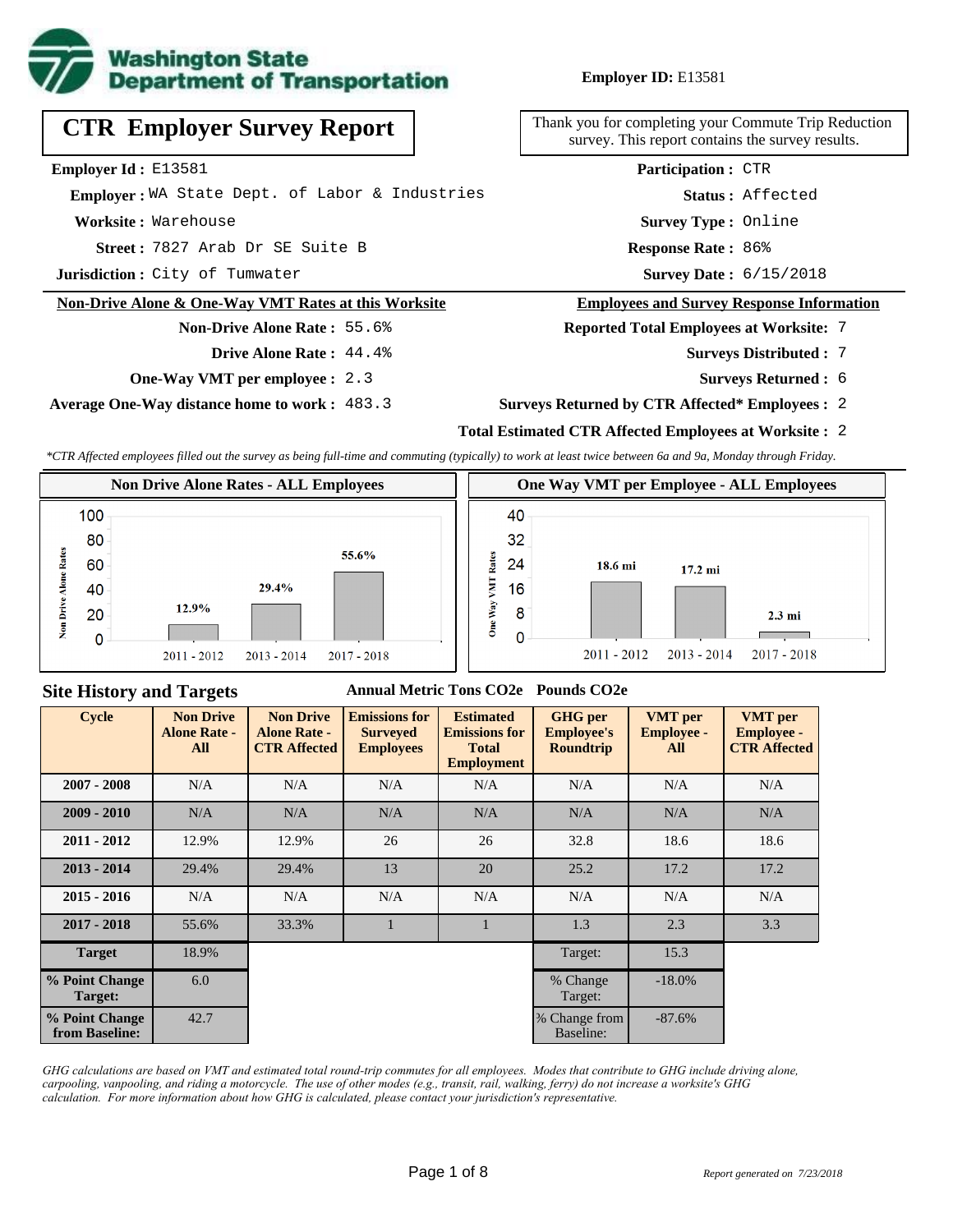**Washington State Department of Transportation**

**Employer ID:** E13581

# CTR Employer Survey Report

Thank you for completing your Commute Trip Reduction survey. This report contains the survey results.

**Employer Id :** E13581
**Employer :** WA State Dept. of Labor & Industries
**Worksite :** Warehouse
**Street :** 7827 Arab Dr SE Suite B
**Jurisdiction :** City of Tumwater

**Participation :** CTR
**Status :** Affected
**Survey Type :** Online
**Response Rate :** 86%
**Survey Date :** 6/15/2018

## Non-Drive Alone & One-Way VMT Rates at this Worksite

**Non-Drive Alone Rate :** 55.6%
**Drive Alone Rate :** 44.4%
**One-Way VMT per employee :** 2.3
**Average One-Way distance home to work :** 483.3

## Employees and Survey Response Information

**Reported Total Employees at Worksite:** 7
**Surveys Distributed :** 7
**Surveys Returned :** 6
**Surveys Returned by CTR Affected* Employees :** 2
**Total Estimated CTR Affected Employees at Worksite :** 2

*\*CTR Affected employees filled out the survey as being full-time and commuting (typically) to work at least twice between 6a and 9a, Monday through Friday.*

### Non Drive Alone Rates - ALL Employees

| Cycle | Non Drive Alone Rate |
|---|---|
| 2011 - 2012 | 12.9% |
| 2013 - 2014 | 29.4% |
| 2017 - 2018 | 55.6% |

### One Way VMT per Employee - ALL Employees

| Cycle | One Way VMT |
|---|---|
| 2011 - 2012 | 18.6 mi |
| 2013 - 2014 | 17.2 mi |
| 2017 - 2018 | 2.3 mi |

## Site History and Targets

Annual Metric Tons CO2e | Pounds CO2e

| Cycle | Non Drive Alone Rate - All | Non Drive Alone Rate - CTR Affected | Emissions for Surveyed Employees | Estimated Emissions for Total Employment | GHG per Employee's Roundtrip | VMT per Employee - All | VMT per Employee - CTR Affected |
|---|---|---|---|---|---|---|---|
| 2007 - 2008 | N/A | N/A | N/A | N/A | N/A | N/A | N/A |
| 2009 - 2010 | N/A | N/A | N/A | N/A | N/A | N/A | N/A |
| 2011 - 2012 | 12.9% | 12.9% | 26 | 26 | 32.8 | 18.6 | 18.6 |
| 2013 - 2014 | 29.4% | 29.4% | 13 | 20 | 25.2 | 17.2 | 17.2 |
| 2015 - 2016 | N/A | N/A | N/A | N/A | N/A | N/A | N/A |
| 2017 - 2018 | 55.6% | 33.3% | 1 | 1 | 1.3 | 2.3 | 3.3 |
| Target | 18.9% | | | | Target: | 15.3 | |
| % Point Change Target: | 6.0 | | | | % Change Target: | -18.0% | |
| % Point Change from Baseline: | 42.7 | | | | % Change from Baseline: | -87.6% | |

*GHG calculations are based on VMT and estimated total round-trip commutes for all employees. Modes that contribute to GHG include driving alone, carpooling, vanpooling, and riding a motorcycle. The use of other modes (e.g., transit, rail, walking, ferry) do not increase a worksite's GHG calculation. For more information about how GHG is calculated, please contact your jurisdiction's representative.*

*Report generated on 7/23/2018*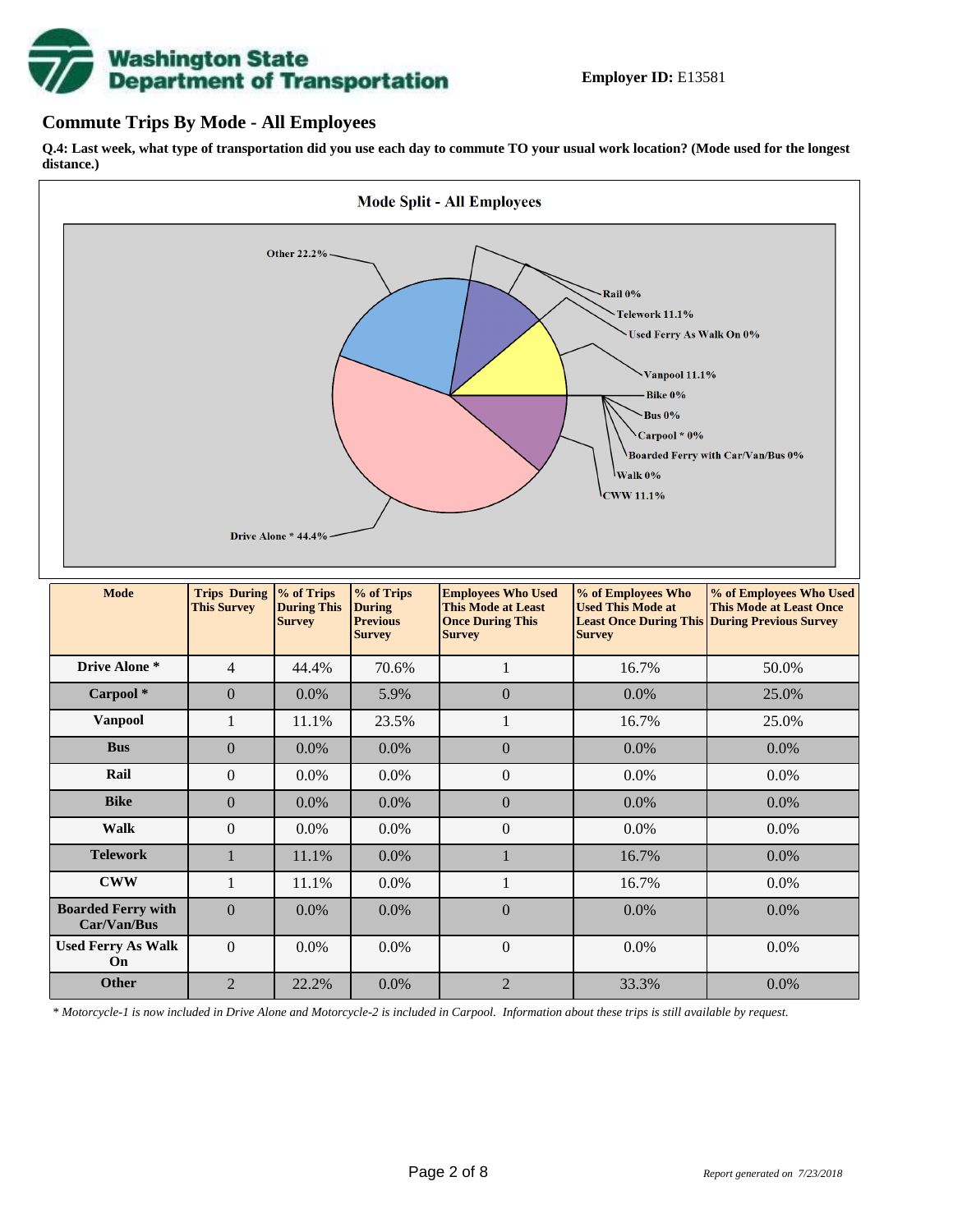**Employer ID:** E13581

## Commute Trips By Mode - All Employees

**Q.4: Last week, what type of transportation did you use each day to commute TO your usual work location? (Mode used for the longest distance.)**

**Mode Split - All Employees**

Other 22.2%
Rail 0%
Telework 11.1%
Used Ferry As Walk On 0%
Vanpool 11.1%
Bike 0%
Bus 0%
Carpool * 0%
Boarded Ferry with Car/Van/Bus 0%
Walk 0%
CWW 11.1%
Drive Alone * 44.4%

| Mode | Trips During This Survey | % of Trips During This Survey | % of Trips During Previous Survey | Employees Who Used This Mode at Least Once During This Survey | % of Employees Who Used This Mode at Least Once During This Survey | % of Employees Who Used This Mode at Least Once During Previous Survey |
|---|---|---|---|---|---|---|
| **Drive Alone *** | 4 | 44.4% | 70.6% | 1 | 16.7% | 50.0% |
| **Carpool *** | 0 | 0.0% | 5.9% | 0 | 0.0% | 25.0% |
| **Vanpool** | 1 | 11.1% | 23.5% | 1 | 16.7% | 25.0% |
| **Bus** | 0 | 0.0% | 0.0% | 0 | 0.0% | 0.0% |
| **Rail** | 0 | 0.0% | 0.0% | 0 | 0.0% | 0.0% |
| **Bike** | 0 | 0.0% | 0.0% | 0 | 0.0% | 0.0% |
| **Walk** | 0 | 0.0% | 0.0% | 0 | 0.0% | 0.0% |
| **Telework** | 1 | 11.1% | 0.0% | 1 | 16.7% | 0.0% |
| **CWW** | 1 | 11.1% | 0.0% | 1 | 16.7% | 0.0% |
| **Boarded Ferry with Car/Van/Bus** | 0 | 0.0% | 0.0% | 0 | 0.0% | 0.0% |
| **Used Ferry As Walk On** | 0 | 0.0% | 0.0% | 0 | 0.0% | 0.0% |
| **Other** | 2 | 22.2% | 0.0% | 2 | 33.3% | 0.0% |

*\* Motorcycle-1 is now included in Drive Alone and Motorcycle-2 is included in Carpool. Information about these trips is still available by request.*

*Report generated on 7/23/2018*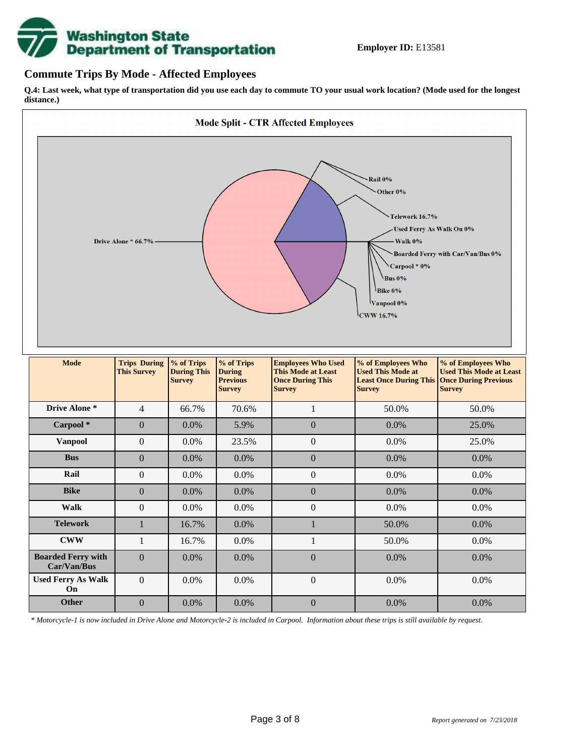**Employer ID:** E13581

## Commute Trips By Mode - Affected Employees

**Q.4: Last week, what type of transportation did you use each day to commute TO your usual work location? (Mode used for the longest distance.)**

**Mode Split - CTR Affected Employees**

Drive Alone * 66.7%
Rail 0%
Other 0%
Telework 16.7%
Used Ferry As Walk On 0%
Walk 0%
Boarded Ferry with Car/Van/Bus 0%
Carpool * 0%
Bus 0%
Bike 0%
Vanpool 0%
CWW 16.7%

| Mode | Trips During This Survey | % of Trips During This Survey | % of Trips During Previous Survey | Employees Who Used This Mode at Least Once During This Survey | % of Employees Who Used This Mode at Least Once During This Survey | % of Employees Who Used This Mode at Least Once During Previous Survey |
|---|---|---|---|---|---|---|
| Drive Alone * | 4 | 66.7% | 70.6% | 1 | 50.0% | 50.0% |
| Carpool * | 0 | 0.0% | 5.9% | 0 | 0.0% | 25.0% |
| Vanpool | 0 | 0.0% | 23.5% | 0 | 0.0% | 25.0% |
| Bus | 0 | 0.0% | 0.0% | 0 | 0.0% | 0.0% |
| Rail | 0 | 0.0% | 0.0% | 0 | 0.0% | 0.0% |
| Bike | 0 | 0.0% | 0.0% | 0 | 0.0% | 0.0% |
| Walk | 0 | 0.0% | 0.0% | 0 | 0.0% | 0.0% |
| Telework | 1 | 16.7% | 0.0% | 1 | 50.0% | 0.0% |
| CWW | 1 | 16.7% | 0.0% | 1 | 50.0% | 0.0% |
| Boarded Ferry with Car/Van/Bus | 0 | 0.0% | 0.0% | 0 | 0.0% | 0.0% |
| Used Ferry As Walk On | 0 | 0.0% | 0.0% | 0 | 0.0% | 0.0% |
| Other | 0 | 0.0% | 0.0% | 0 | 0.0% | 0.0% |

*\* Motorcycle-1 is now included in Drive Alone and Motorcycle-2 is included in Carpool. Information about these trips is still available by request.*

*Report generated on 7/23/2018*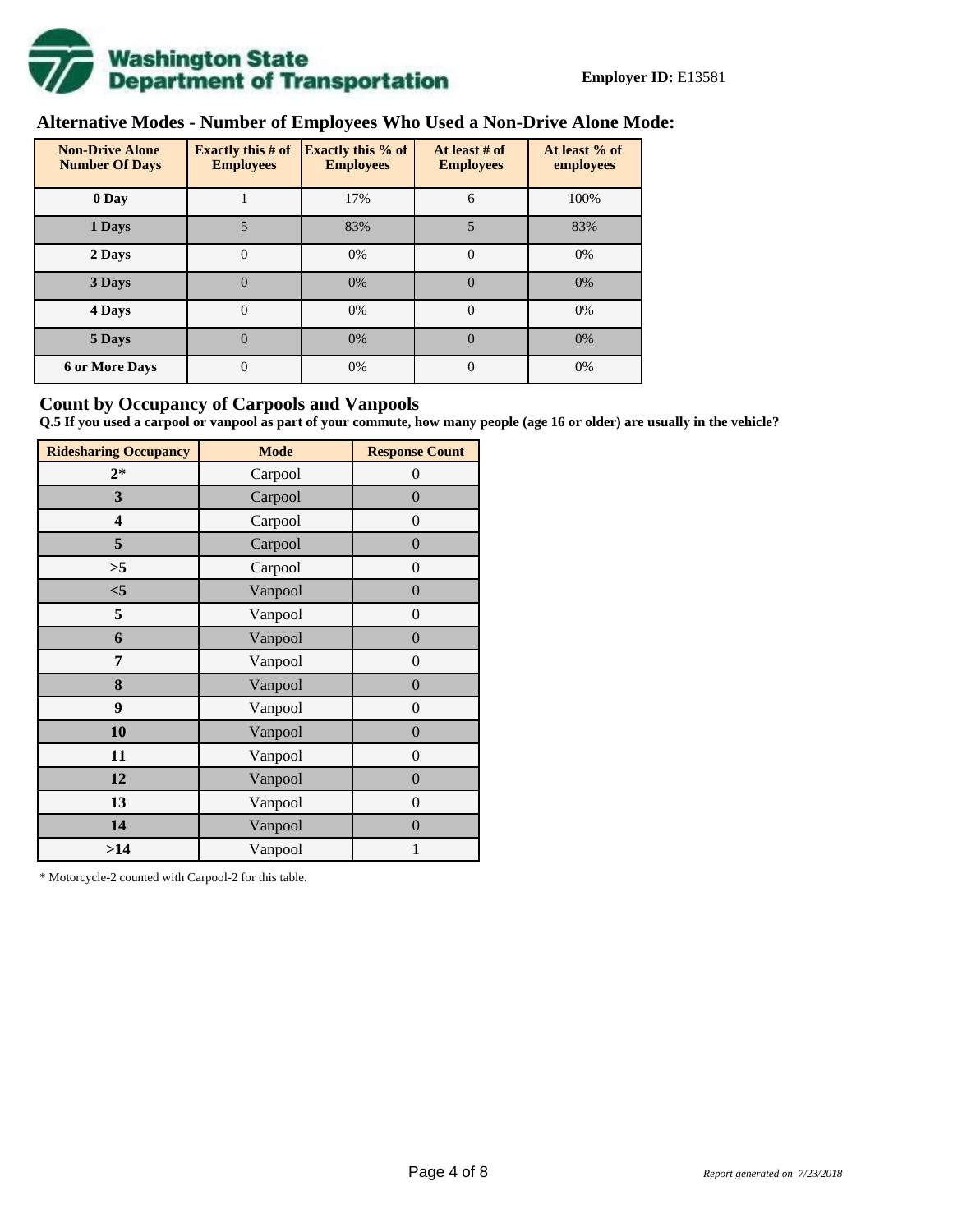**Employer ID:** E13581

## Alternative Modes - Number of Employees Who Used a Non-Drive Alone Mode:

| Non-Drive Alone Number Of Days | Exactly this # of Employees | Exactly this % of Employees | At least # of Employees | At least % of employees |
|---|---|---|---|---|
| 0 Day | 1 | 17% | 6 | 100% |
| 1 Days | 5 | 83% | 5 | 83% |
| 2 Days | 0 | 0% | 0 | 0% |
| 3 Days | 0 | 0% | 0 | 0% |
| 4 Days | 0 | 0% | 0 | 0% |
| 5 Days | 0 | 0% | 0 | 0% |
| 6 or More Days | 0 | 0% | 0 | 0% |

## Count by Occupancy of Carpools and Vanpools

**Q.5 If you used a carpool or vanpool as part of your commute, how many people (age 16 or older) are usually in the vehicle?**

| Ridesharing Occupancy | Mode | Response Count |
|---|---|---|
| 2* | Carpool | 0 |
| 3 | Carpool | 0 |
| 4 | Carpool | 0 |
| 5 | Carpool | 0 |
| >5 | Carpool | 0 |
| <5 | Vanpool | 0 |
| 5 | Vanpool | 0 |
| 6 | Vanpool | 0 |
| 7 | Vanpool | 0 |
| 8 | Vanpool | 0 |
| 9 | Vanpool | 0 |
| 10 | Vanpool | 0 |
| 11 | Vanpool | 0 |
| 12 | Vanpool | 0 |
| 13 | Vanpool | 0 |
| 14 | Vanpool | 0 |
| >14 | Vanpool | 1 |

* Motorcycle-2 counted with Carpool-2 for this table.

*Report generated on 7/23/2018*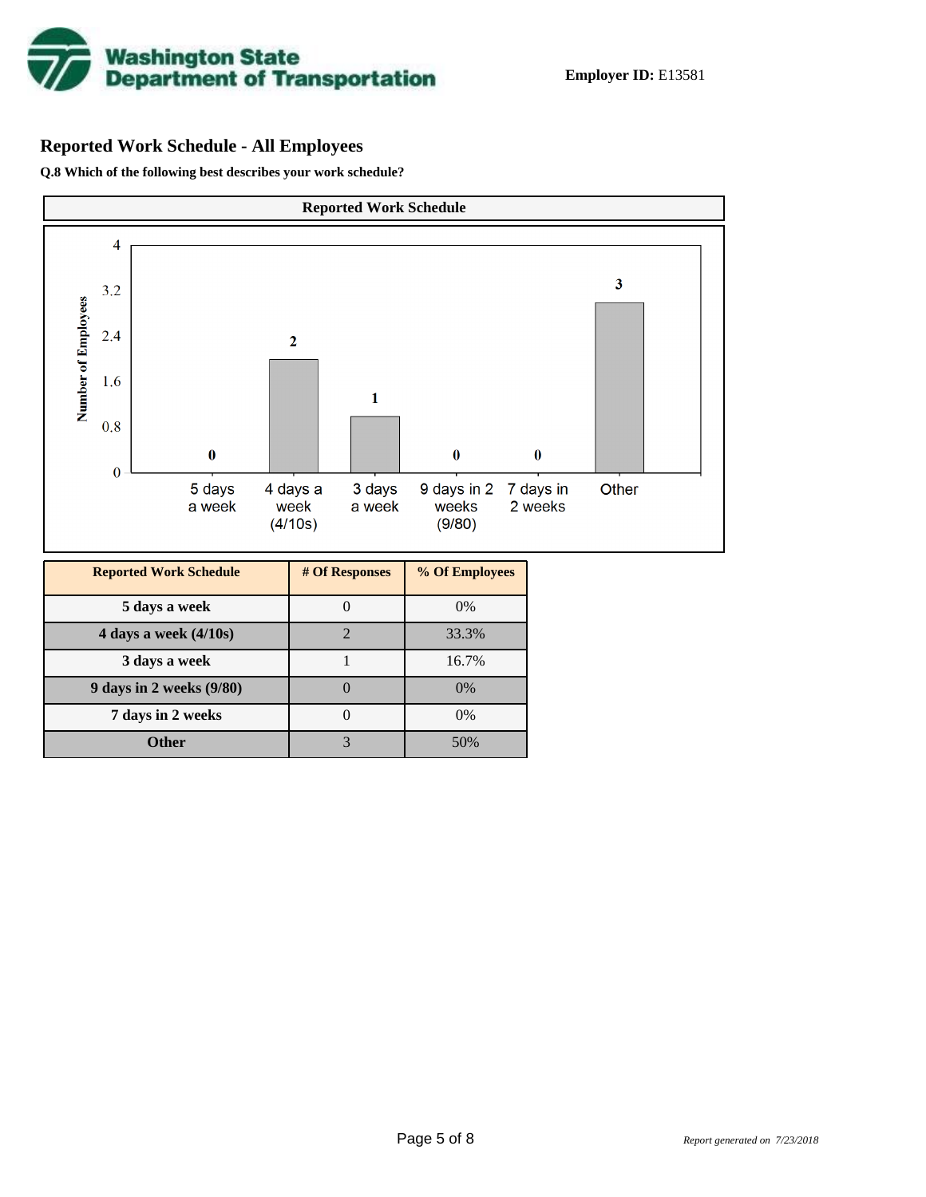**Employer ID:** E13581

## Reported Work Schedule - All Employees

**Q.8 Which of the following best describes your work schedule?**

| Reported Work Schedule | # Of Responses | % Of Employees |
|---|---|---|
| 5 days a week | 0 | 0% |
| 4 days a week (4/10s) | 2 | 33.3% |
| 3 days a week | 1 | 16.7% |
| 9 days in 2 weeks (9/80) | 0 | 0% |
| 7 days in 2 weeks | 0 | 0% |
| Other | 3 | 50% |

*Report generated on 7/23/2018*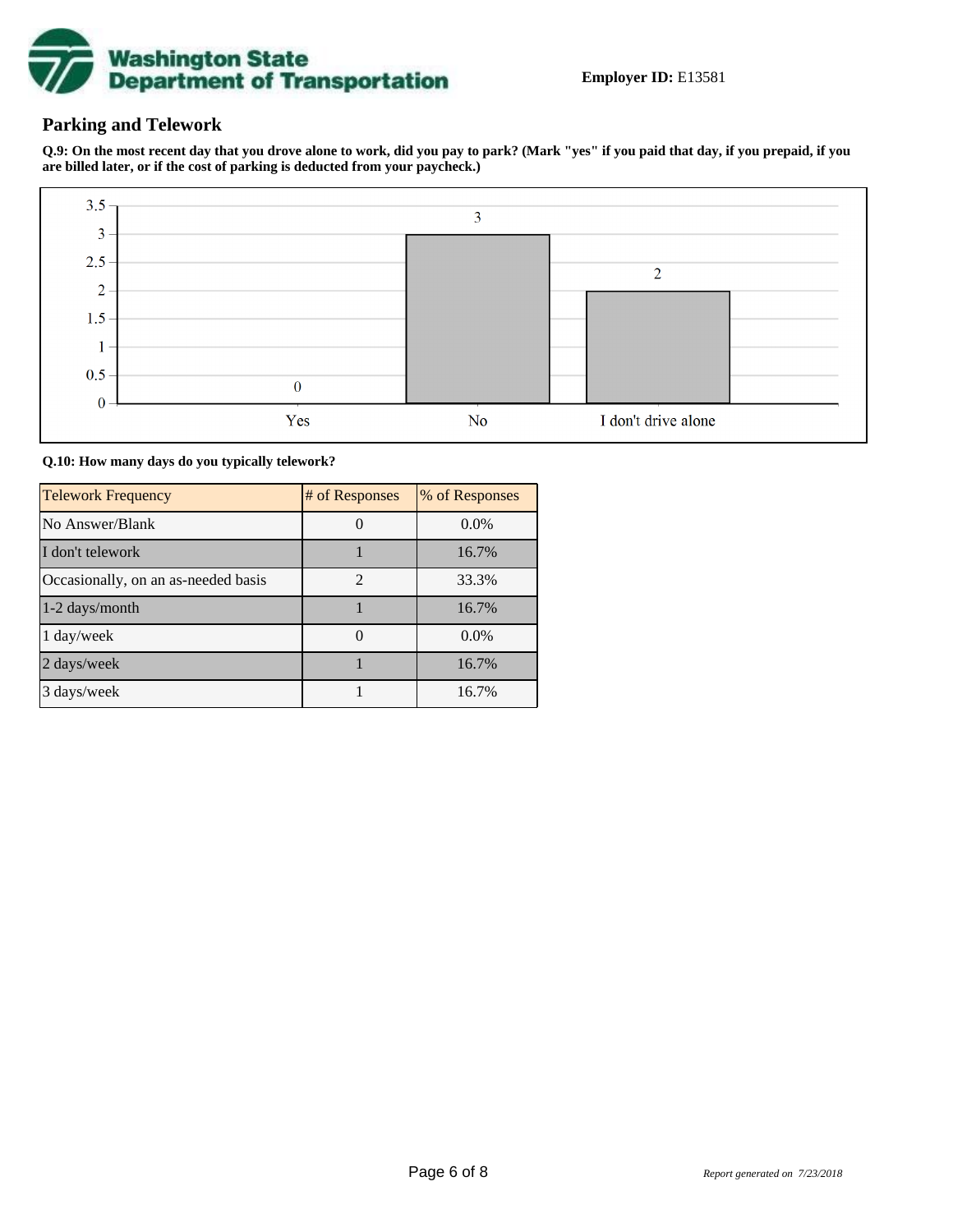**Employer ID:** E13581

## Parking and Telework

**Q.9: On the most recent day that you drove alone to work, did you pay to park? (Mark "yes" if you paid that day, if you prepaid, if you are billed later, or if the cost of parking is deducted from your paycheck.)**

| Response | Count |
| --- | --- |
| Yes | 0 |
| No | 3 |
| I don't drive alone | 2 |

**Q.10: How many days do you typically telework?**

| Telework Frequency | # of Responses | % of Responses |
| --- | --- | --- |
| No Answer/Blank | 0 | 0.0% |
| I don't telework | 1 | 16.7% |
| Occasionally, on an as-needed basis | 2 | 33.3% |
| 1-2 days/month | 1 | 16.7% |
| 1 day/week | 0 | 0.0% |
| 2 days/week | 1 | 16.7% |
| 3 days/week | 1 | 16.7% |

*Report generated on 7/23/2018*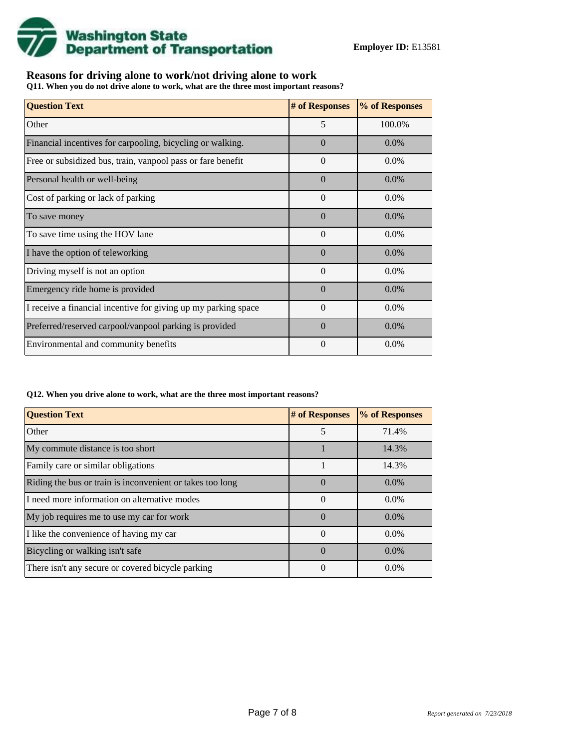**Employer ID:** E13581

## Reasons for driving alone to work/not driving alone to work

**Q11. When you do not drive alone to work, what are the three most important reasons?**

| Question Text | # of Responses | % of Responses |
|---|---|---|
| Other | 5 | 100.0% |
| Financial incentives for carpooling, bicycling or walking. | 0 | 0.0% |
| Free or subsidized bus, train, vanpool pass or fare benefit | 0 | 0.0% |
| Personal health or well-being | 0 | 0.0% |
| Cost of parking or lack of parking | 0 | 0.0% |
| To save money | 0 | 0.0% |
| To save time using the HOV lane | 0 | 0.0% |
| I have the option of teleworking | 0 | 0.0% |
| Driving myself is not an option | 0 | 0.0% |
| Emergency ride home is provided | 0 | 0.0% |
| I receive a financial incentive for giving up my parking space | 0 | 0.0% |
| Preferred/reserved carpool/vanpool parking is provided | 0 | 0.0% |
| Environmental and community benefits | 0 | 0.0% |

**Q12. When you drive alone to work, what are the three most important reasons?**

| Question Text | # of Responses | % of Responses |
|---|---|---|
| Other | 5 | 71.4% |
| My commute distance is too short | 1 | 14.3% |
| Family care or similar obligations | 1 | 14.3% |
| Riding the bus or train is inconvenient or takes too long | 0 | 0.0% |
| I need more information on alternative modes | 0 | 0.0% |
| My job requires me to use my car for work | 0 | 0.0% |
| I like the convenience of having my car | 0 | 0.0% |
| Bicycling or walking isn't safe | 0 | 0.0% |
| There isn't any secure or covered bicycle parking | 0 | 0.0% |

*Report generated on 7/23/2018*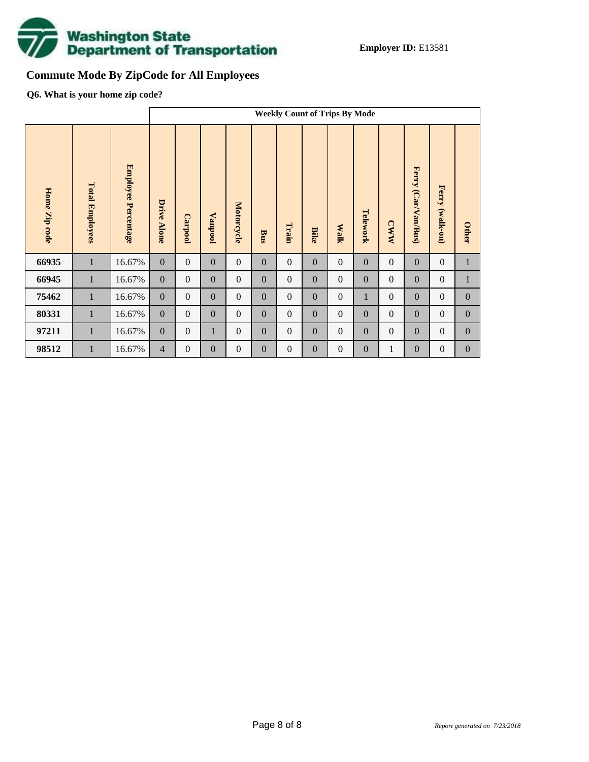**Employer ID:** E13581

## Commute Mode By ZipCode for All Employees

**Q6. What is your home zip code?**

| | | | Weekly Count of Trips By Mode | | | | | | | | | | | | | |
|---|---|---|---|---|---|---|---|---|---|---|---|---|---|---|---|---|
| **Home Zip code** | **Total Employees** | **Employee Percentage** | **Drive Alone** | **Carpool** | **Vanpool** | **Motorcycle** | **Bus** | **Train** | **Bike** | **Walk** | **Telework** | **CWW** | **Ferry (Car/Van/Bus)** | **Ferry (walk-on)** | **Other** |
| **66935** | 1 | 16.67% | 0 | 0 | 0 | 0 | 0 | 0 | 0 | 0 | 0 | 0 | 0 | 0 | 1 |
| **66945** | 1 | 16.67% | 0 | 0 | 0 | 0 | 0 | 0 | 0 | 0 | 0 | 0 | 0 | 0 | 1 |
| **75462** | 1 | 16.67% | 0 | 0 | 0 | 0 | 0 | 0 | 0 | 0 | 1 | 0 | 0 | 0 | 0 |
| **80331** | 1 | 16.67% | 0 | 0 | 0 | 0 | 0 | 0 | 0 | 0 | 0 | 0 | 0 | 0 | 0 |
| **97211** | 1 | 16.67% | 0 | 0 | 1 | 0 | 0 | 0 | 0 | 0 | 0 | 0 | 0 | 0 | 0 |
| **98512** | 1 | 16.67% | 4 | 0 | 0 | 0 | 0 | 0 | 0 | 0 | 0 | 1 | 0 | 0 | 0 |

*Report generated on 7/23/2018*